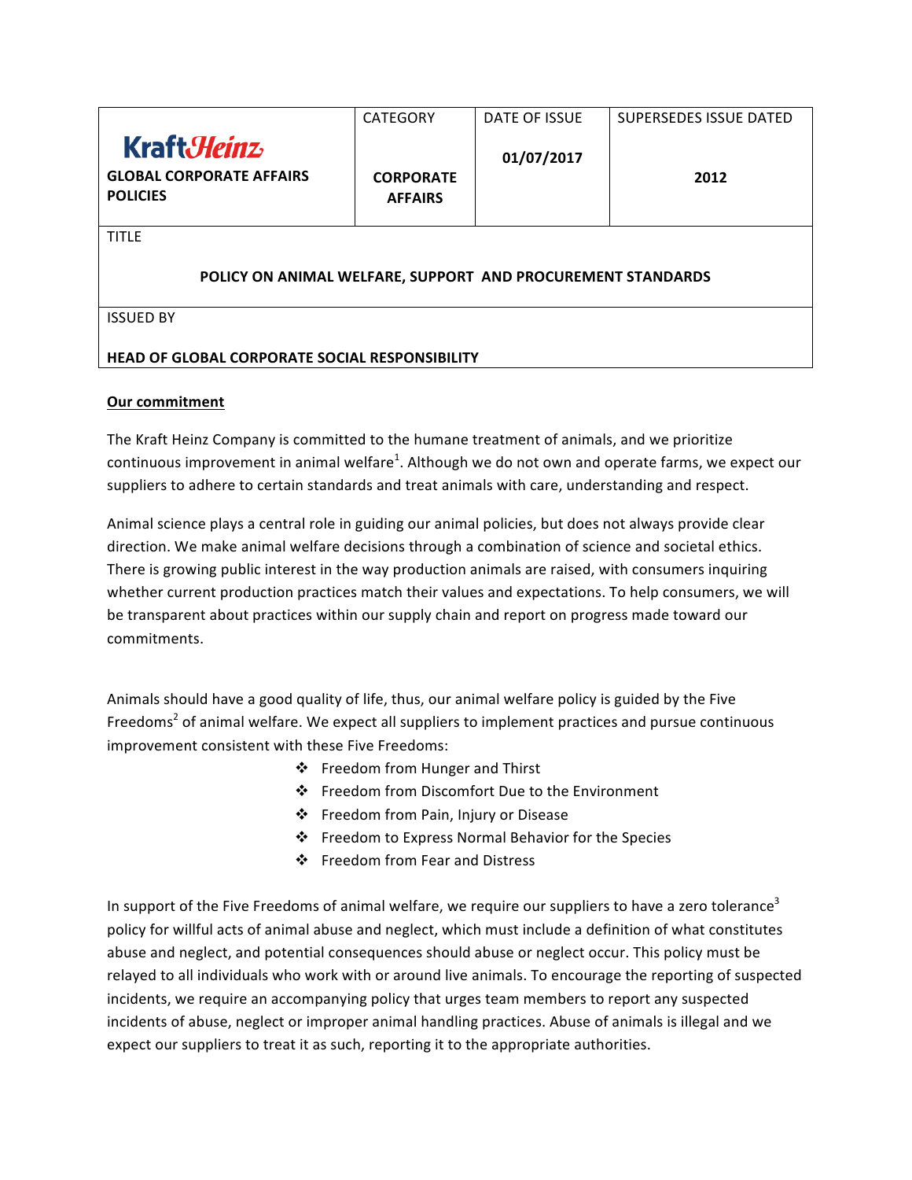| KraftHeinz GLOBAL CORPORATE AFFAIRS POLICIES | CATEGORY CORPORATE AFFAIRS | DATE OF ISSUE 01/07/2017 | SUPERSEDES ISSUE DATED 2012 |
|---|---|---|---|
| TITLE **POLICY ON ANIMAL WELFARE, SUPPORT AND PROCUREMENT STANDARDS** | | | |
| ISSUED BY **HEAD OF GLOBAL CORPORATE SOCIAL RESPONSIBILITY** | | | |

## Our commitment

The Kraft Heinz Company is committed to the humane treatment of animals, and we prioritize continuous improvement in animal welfare[1]. Although we do not own and operate farms, we expect our suppliers to adhere to certain standards and treat animals with care, understanding and respect.

Animal science plays a central role in guiding our animal policies, but does not always provide clear direction. We make animal welfare decisions through a combination of science and societal ethics. There is growing public interest in the way production animals are raised, with consumers inquiring whether current production practices match their values and expectations. To help consumers, we will be transparent about practices within our supply chain and report on progress made toward our commitments.

Animals should have a good quality of life, thus, our animal welfare policy is guided by the Five Freedoms[2] of animal welfare. We expect all suppliers to implement practices and pursue continuous improvement consistent with these Five Freedoms:

- Freedom from Hunger and Thirst
- Freedom from Discomfort Due to the Environment
- Freedom from Pain, Injury or Disease
- Freedom to Express Normal Behavior for the Species
- Freedom from Fear and Distress

In support of the Five Freedoms of animal welfare, we require our suppliers to have a zero tolerance[3] policy for willful acts of animal abuse and neglect, which must include a definition of what constitutes abuse and neglect, and potential consequences should abuse or neglect occur. This policy must be relayed to all individuals who work with or around live animals. To encourage the reporting of suspected incidents, we require an accompanying policy that urges team members to report any suspected incidents of abuse, neglect or improper animal handling practices. Abuse of animals is illegal and we expect our suppliers to treat it as such, reporting it to the appropriate authorities.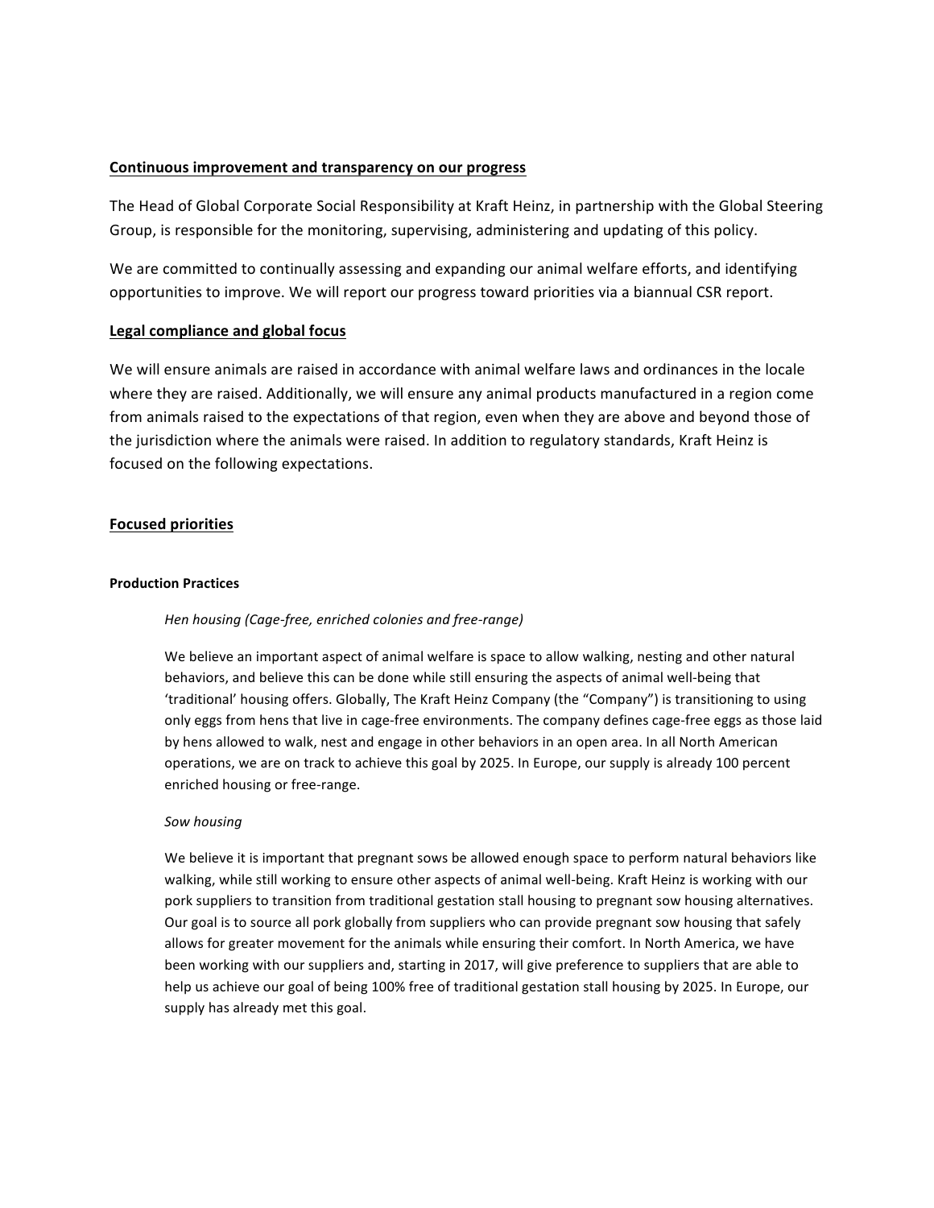## Continuous improvement and transparency on our progress

The Head of Global Corporate Social Responsibility at Kraft Heinz, in partnership with the Global Steering Group, is responsible for the monitoring, supervising, administering and updating of this policy.

We are committed to continually assessing and expanding our animal welfare efforts, and identifying opportunities to improve. We will report our progress toward priorities via a biannual CSR report.

## Legal compliance and global focus

We will ensure animals are raised in accordance with animal welfare laws and ordinances in the locale where they are raised. Additionally, we will ensure any animal products manufactured in a region come from animals raised to the expectations of that region, even when they are above and beyond those of the jurisdiction where the animals were raised. In addition to regulatory standards, Kraft Heinz is focused on the following expectations.

## Focused priorities

### Production Practices

*Hen housing (Cage-free, enriched colonies and free-range)*

We believe an important aspect of animal welfare is space to allow walking, nesting and other natural behaviors, and believe this can be done while still ensuring the aspects of animal well-being that 'traditional' housing offers. Globally, The Kraft Heinz Company (the "Company") is transitioning to using only eggs from hens that live in cage-free environments. The company defines cage-free eggs as those laid by hens allowed to walk, nest and engage in other behaviors in an open area. In all North American operations, we are on track to achieve this goal by 2025. In Europe, our supply is already 100 percent enriched housing or free-range.

*Sow housing*

We believe it is important that pregnant sows be allowed enough space to perform natural behaviors like walking, while still working to ensure other aspects of animal well-being. Kraft Heinz is working with our pork suppliers to transition from traditional gestation stall housing to pregnant sow housing alternatives. Our goal is to source all pork globally from suppliers who can provide pregnant sow housing that safely allows for greater movement for the animals while ensuring their comfort. In North America, we have been working with our suppliers and, starting in 2017, will give preference to suppliers that are able to help us achieve our goal of being 100% free of traditional gestation stall housing by 2025. In Europe, our supply has already met this goal.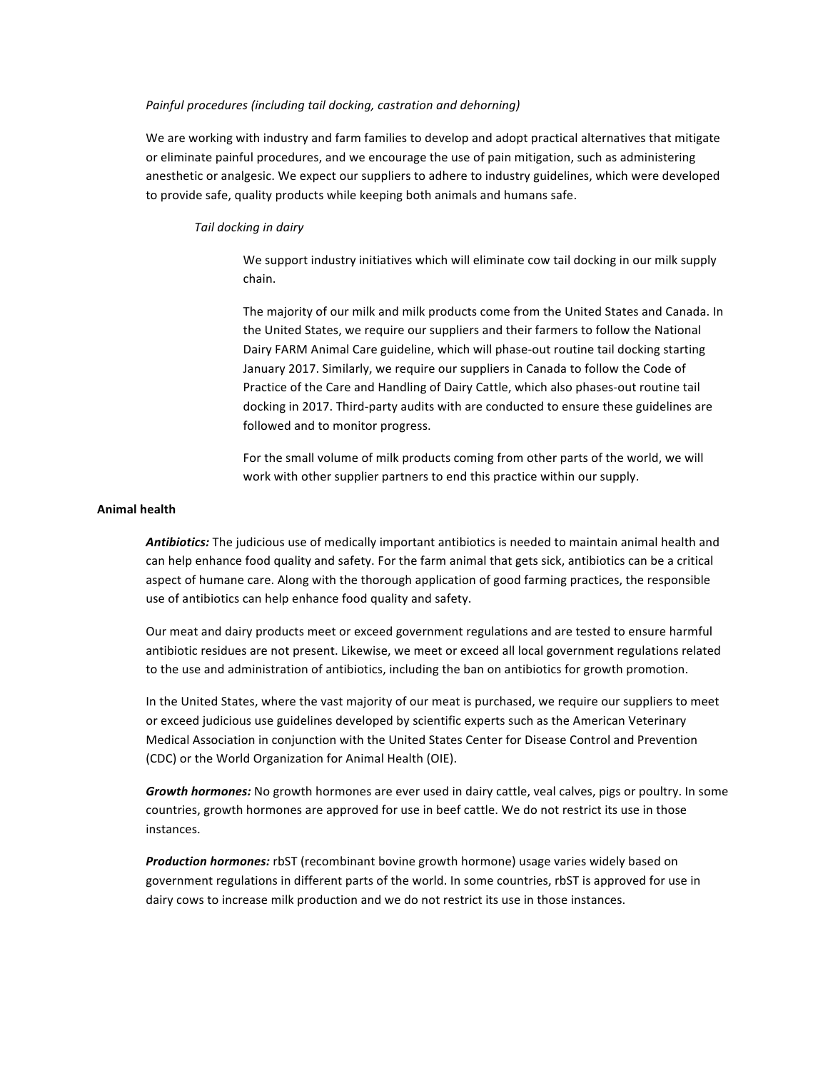*Painful procedures (including tail docking, castration and dehorning)*

We are working with industry and farm families to develop and adopt practical alternatives that mitigate or eliminate painful procedures, and we encourage the use of pain mitigation, such as administering anesthetic or analgesic. We expect our suppliers to adhere to industry guidelines, which were developed to provide safe, quality products while keeping both animals and humans safe.

*Tail docking in dairy*

We support industry initiatives which will eliminate cow tail docking in our milk supply chain.

The majority of our milk and milk products come from the United States and Canada. In the United States, we require our suppliers and their farmers to follow the National Dairy FARM Animal Care guideline, which will phase-out routine tail docking starting January 2017. Similarly, we require our suppliers in Canada to follow the Code of Practice of the Care and Handling of Dairy Cattle, which also phases-out routine tail docking in 2017. Third-party audits with are conducted to ensure these guidelines are followed and to monitor progress.

For the small volume of milk products coming from other parts of the world, we will work with other supplier partners to end this practice within our supply.

**Animal health**

***Antibiotics:*** The judicious use of medically important antibiotics is needed to maintain animal health and can help enhance food quality and safety. For the farm animal that gets sick, antibiotics can be a critical aspect of humane care. Along with the thorough application of good farming practices, the responsible use of antibiotics can help enhance food quality and safety.

Our meat and dairy products meet or exceed government regulations and are tested to ensure harmful antibiotic residues are not present. Likewise, we meet or exceed all local government regulations related to the use and administration of antibiotics, including the ban on antibiotics for growth promotion.

In the United States, where the vast majority of our meat is purchased, we require our suppliers to meet or exceed judicious use guidelines developed by scientific experts such as the American Veterinary Medical Association in conjunction with the United States Center for Disease Control and Prevention (CDC) or the World Organization for Animal Health (OIE).

***Growth hormones:*** No growth hormones are ever used in dairy cattle, veal calves, pigs or poultry. In some countries, growth hormones are approved for use in beef cattle. We do not restrict its use in those instances.

***Production hormones:*** rbST (recombinant bovine growth hormone) usage varies widely based on government regulations in different parts of the world. In some countries, rbST is approved for use in dairy cows to increase milk production and we do not restrict its use in those instances.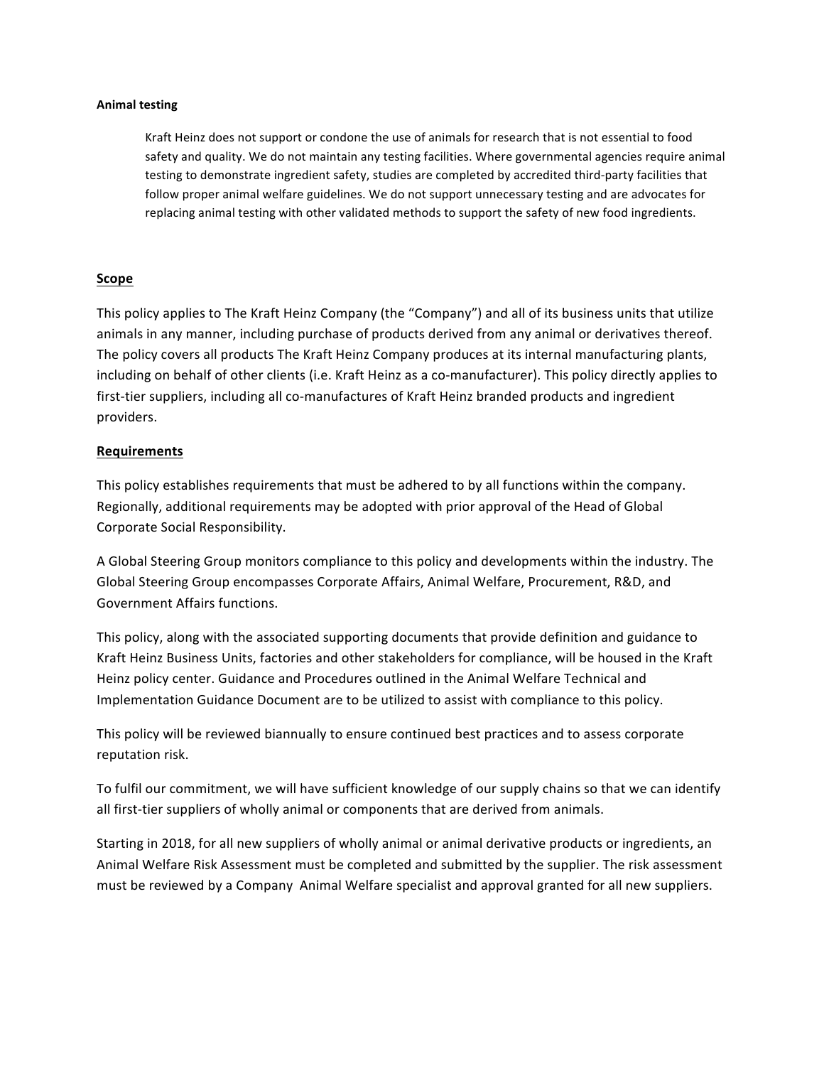**Animal testing**

> Kraft Heinz does not support or condone the use of animals for research that is not essential to food safety and quality. We do not maintain any testing facilities. Where governmental agencies require animal testing to demonstrate ingredient safety, studies are completed by accredited third-party facilities that follow proper animal welfare guidelines. We do not support unnecessary testing and are advocates for replacing animal testing with other validated methods to support the safety of new food ingredients.

## Scope

This policy applies to The Kraft Heinz Company (the "Company") and all of its business units that utilize animals in any manner, including purchase of products derived from any animal or derivatives thereof. The policy covers all products The Kraft Heinz Company produces at its internal manufacturing plants, including on behalf of other clients (i.e. Kraft Heinz as a co-manufacturer). This policy directly applies to first-tier suppliers, including all co-manufactures of Kraft Heinz branded products and ingredient providers.

## Requirements

This policy establishes requirements that must be adhered to by all functions within the company. Regionally, additional requirements may be adopted with prior approval of the Head of Global Corporate Social Responsibility.

A Global Steering Group monitors compliance to this policy and developments within the industry. The Global Steering Group encompasses Corporate Affairs, Animal Welfare, Procurement, R&D, and Government Affairs functions.

This policy, along with the associated supporting documents that provide definition and guidance to Kraft Heinz Business Units, factories and other stakeholders for compliance, will be housed in the Kraft Heinz policy center. Guidance and Procedures outlined in the Animal Welfare Technical and Implementation Guidance Document are to be utilized to assist with compliance to this policy.

This policy will be reviewed biannually to ensure continued best practices and to assess corporate reputation risk.

To fulfil our commitment, we will have sufficient knowledge of our supply chains so that we can identify all first-tier suppliers of wholly animal or components that are derived from animals.

Starting in 2018, for all new suppliers of wholly animal or animal derivative products or ingredients, an Animal Welfare Risk Assessment must be completed and submitted by the supplier. The risk assessment must be reviewed by a Company Animal Welfare specialist and approval granted for all new suppliers.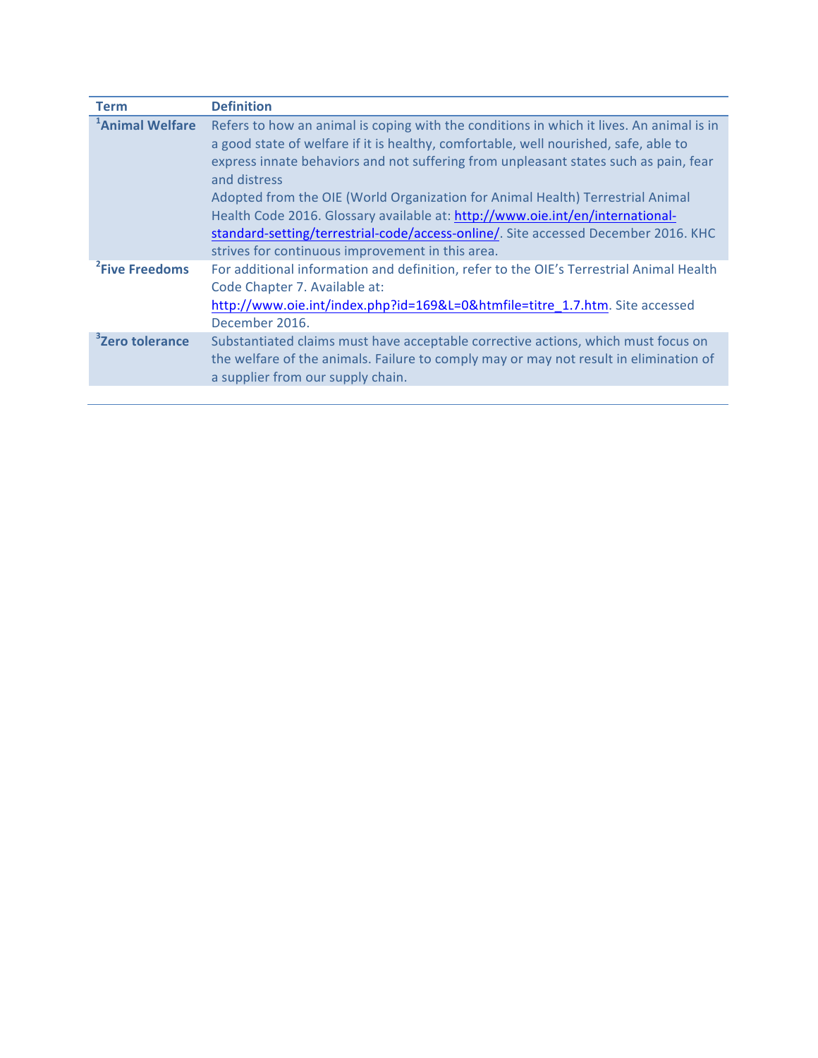| Term | Definition |
| --- | --- |
| [1]Animal Welfare | Refers to how an animal is coping with the conditions in which it lives. An animal is in a good state of welfare if it is healthy, comfortable, well nourished, safe, able to express innate behaviors and not suffering from unpleasant states such as pain, fear and distress<br>Adopted from the OIE (World Organization for Animal Health) Terrestrial Animal Health Code 2016. Glossary available at: http://www.oie.int/en/international-standard-setting/terrestrial-code/access-online/. Site accessed December 2016. KHC strives for continuous improvement in this area. |
| [2]Five Freedoms | For additional information and definition, refer to the OIE's Terrestrial Animal Health Code Chapter 7. Available at: http://www.oie.int/index.php?id=169&L=0&htmfile=titre_1.7.htm. Site accessed December 2016. |
| [3]Zero tolerance | Substantiated claims must have acceptable corrective actions, which must focus on the welfare of the animals. Failure to comply may or may not result in elimination of a supplier from our supply chain. |